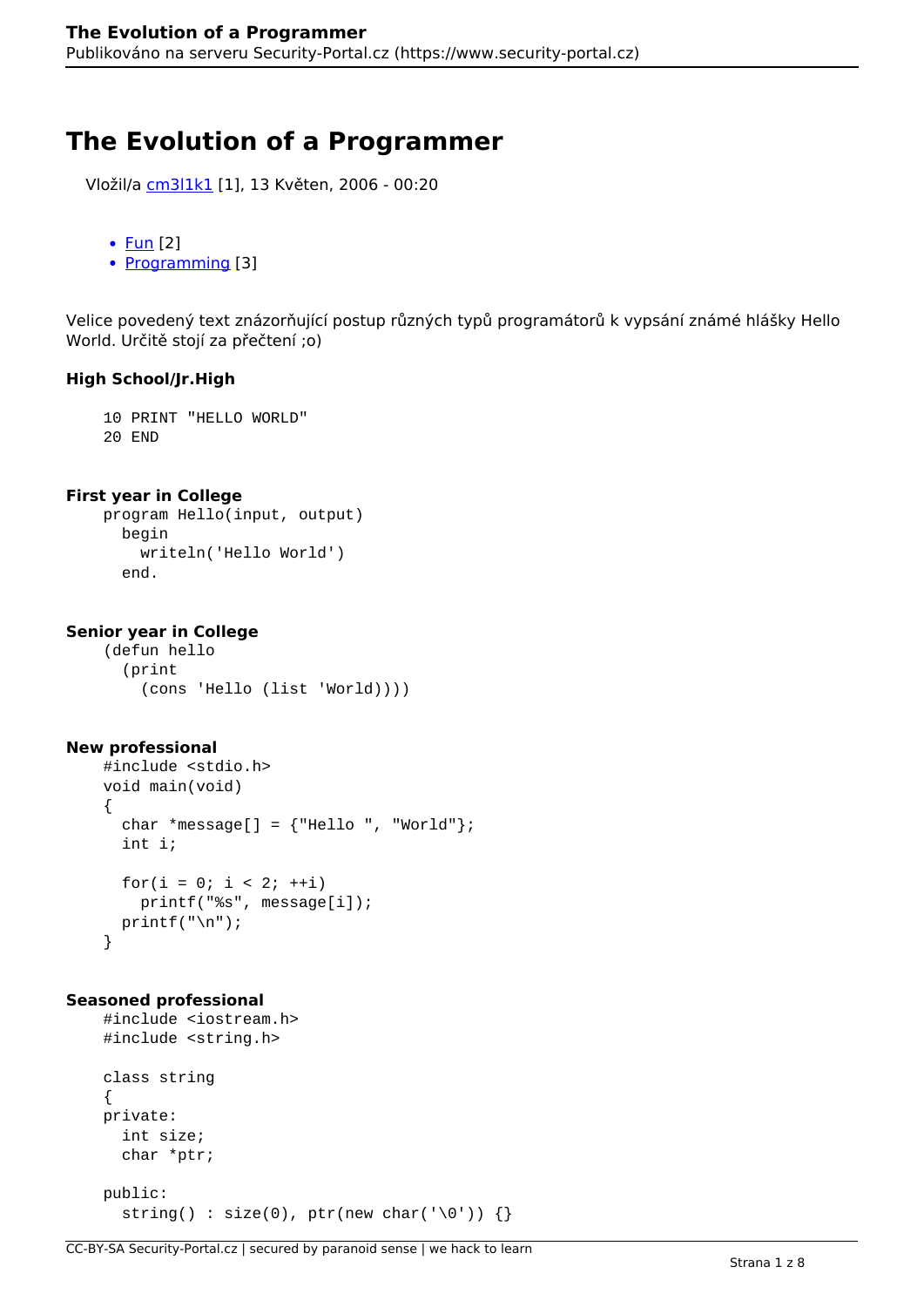# The Evolution of a Programmer

Vložil/a cm3l1k1 [1], 13 Květen, 2006 - 00:20

- Fun [2]
- Programming [3]

Velice povedený text znázorňující postup různých typů programátorů k vypsání známé hlášky Hello World. Určitě stojí za přečtení ;o)

**High School/Jr.High**

```
10 PRINT "HELLO WORLD"
20 END
```

**First year in College**

```
program Hello(input, output)
  begin
    writeln('Hello World')
  end.
```

**Senior year in College**

```
(defun hello
  (print
    (cons 'Hello (list 'World))))
```

**New professional**

```
#include <stdio.h>
void main(void)
{
  char *message[] = {"Hello ", "World"};
  int i;

  for(i = 0; i < 2; ++i)
    printf("%s", message[i]);
  printf("\n");
}
```

**Seasoned professional**

```
#include <iostream.h>
#include <string.h>

class string
{
private:
  int size;
  char *ptr;

public:
  string() : size(0), ptr(new char('\0')) {}
```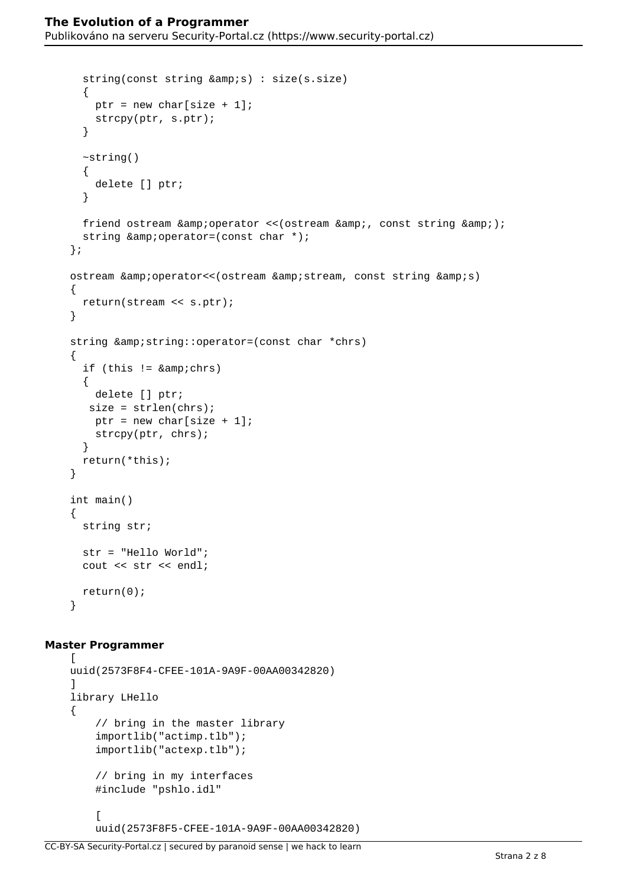```
    string(const string &amp;s) : size(s.size)
    {
      ptr = new char[size + 1];
      strcpy(ptr, s.ptr);
    }

    ~string()
    {
      delete [] ptr;
    }

    friend ostream &amp;operator <<(ostream &amp;, const string &amp;);
    string &amp;operator=(const char *);
  };

  ostream &amp;operator<<(ostream &amp;stream, const string &amp;s)
  {
    return(stream << s.ptr);
  }

  string &amp;string::operator=(const char *chrs)
  {
    if (this != &amp;chrs)
    {
      delete [] ptr;
     size = strlen(chrs);
      ptr = new char[size + 1];
      strcpy(ptr, chrs);
    }
    return(*this);
  }

  int main()
  {
    string str;

    str = "Hello World";
    cout << str << endl;

    return(0);
  }
```

**Master Programmer**

```
  [
  uuid(2573F8F4-CFEE-101A-9A9F-00AA00342820)
  ]
  library LHello
  {
      // bring in the master library
      importlib("actimp.tlb");
      importlib("actexp.tlb");

      // bring in my interfaces
      #include "pshlo.idl"

      [
      uuid(2573F8F5-CFEE-101A-9A9F-00AA00342820)
```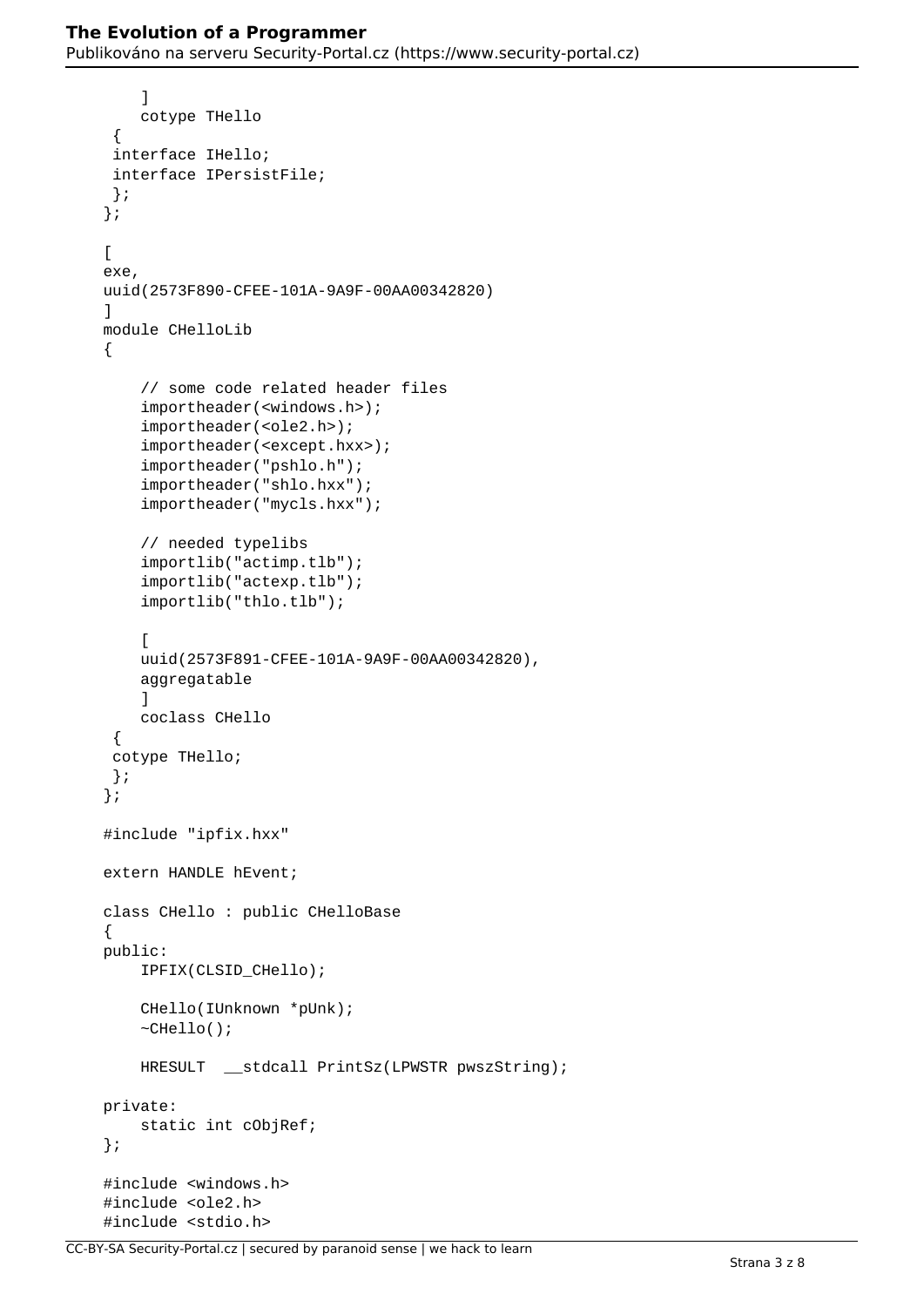```
    ]
    cotype THello
 {
 interface IHello;
 interface IPersistFile;
 };
};

[
exe,
uuid(2573F890-CFEE-101A-9A9F-00AA00342820)
]
module CHelloLib
{

    // some code related header files
    importheader(<windows.h>);
    importheader(<ole2.h>);
    importheader(<except.hxx>);
    importheader("pshlo.h");
    importheader("shlo.hxx");
    importheader("mycls.hxx");

    // needed typelibs
    importlib("actimp.tlb");
    importlib("actexp.tlb");
    importlib("thlo.tlb");

    [
    uuid(2573F891-CFEE-101A-9A9F-00AA00342820),
    aggregatable
    ]
    coclass CHello
 {
 cotype THello;
 };
};

#include "ipfix.hxx"

extern HANDLE hEvent;

class CHello : public CHelloBase
{
public:
    IPFIX(CLSID_CHello);

    CHello(IUnknown *pUnk);
    ~CHello();

    HRESULT  __stdcall PrintSz(LPWSTR pwszString);

private:
    static int cObjRef;
};

#include <windows.h>
#include <ole2.h>
#include <stdio.h>
```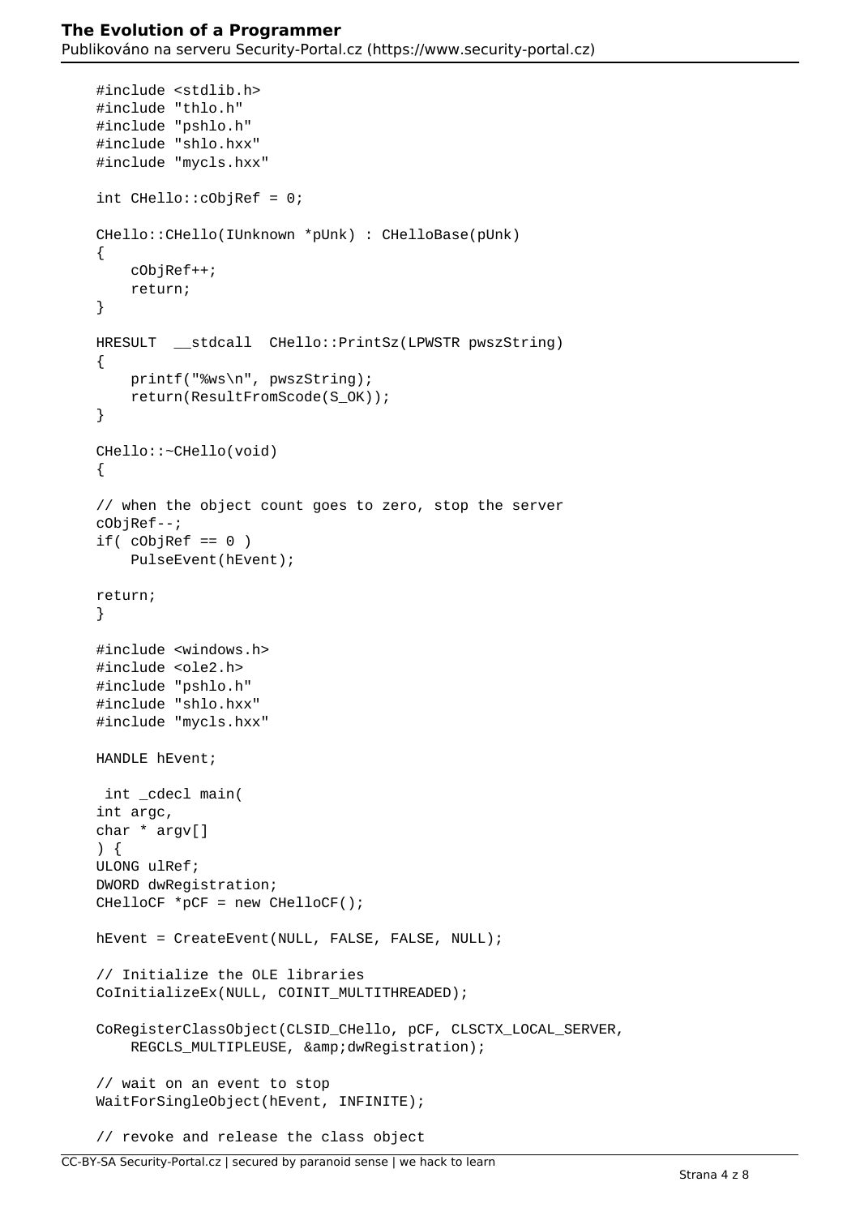```
#include <stdlib.h>
#include "thlo.h"
#include "pshlo.h"
#include "shlo.hxx"
#include "mycls.hxx"

int CHello::cObjRef = 0;

CHello::CHello(IUnknown *pUnk) : CHelloBase(pUnk)
{
    cObjRef++;
    return;
}

HRESULT  __stdcall  CHello::PrintSz(LPWSTR pwszString)
{
    printf("%ws\n", pwszString);
    return(ResultFromScode(S_OK));
}

CHello::~CHello(void)
{

// when the object count goes to zero, stop the server
cObjRef--;
if( cObjRef == 0 )
    PulseEvent(hEvent);

return;
}

#include <windows.h>
#include <ole2.h>
#include "pshlo.h"
#include "shlo.hxx"
#include "mycls.hxx"

HANDLE hEvent;

 int _cdecl main(
int argc,
char * argv[]
) {
ULONG ulRef;
DWORD dwRegistration;
CHelloCF *pCF = new CHelloCF();

hEvent = CreateEvent(NULL, FALSE, FALSE, NULL);

// Initialize the OLE libraries
CoInitializeEx(NULL, COINIT_MULTITHREADED);

CoRegisterClassObject(CLSID_CHello, pCF, CLSCTX_LOCAL_SERVER,
    REGCLS_MULTIPLEUSE, &amp;dwRegistration);

// wait on an event to stop
WaitForSingleObject(hEvent, INFINITE);

// revoke and release the class object
```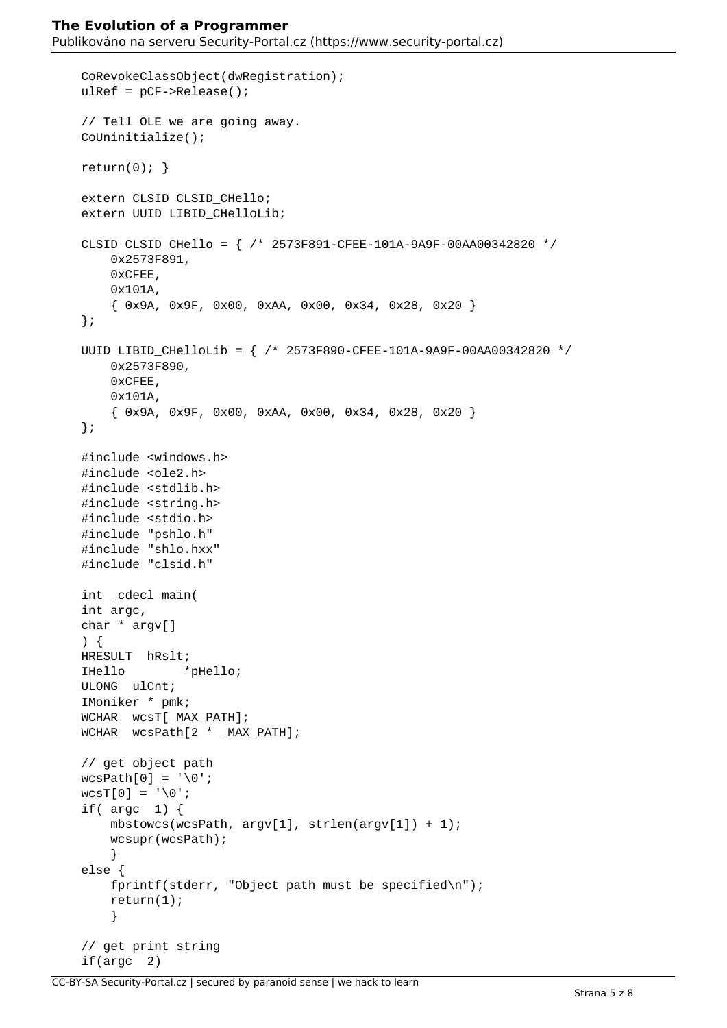```
CoRevokeClassObject(dwRegistration);
ulRef = pCF->Release();

// Tell OLE we are going away.
CoUninitialize();

return(0); }

extern CLSID CLSID_CHello;
extern UUID LIBID_CHelloLib;

CLSID CLSID_CHello = { /* 2573F891-CFEE-101A-9A9F-00AA00342820 */
    0x2573F891,
    0xCFEE,
    0x101A,
    { 0x9A, 0x9F, 0x00, 0xAA, 0x00, 0x34, 0x28, 0x20 }
};

UUID LIBID_CHelloLib = { /* 2573F890-CFEE-101A-9A9F-00AA00342820 */
    0x2573F890,
    0xCFEE,
    0x101A,
    { 0x9A, 0x9F, 0x00, 0xAA, 0x00, 0x34, 0x28, 0x20 }
};

#include <windows.h>
#include <ole2.h>
#include <stdlib.h>
#include <string.h>
#include <stdio.h>
#include "pshlo.h"
#include "shlo.hxx"
#include "clsid.h"

int _cdecl main(
int argc,
char * argv[]
) {
HRESULT  hRslt;
IHello        *pHello;
ULONG  ulCnt;
IMoniker * pmk;
WCHAR  wcsT[_MAX_PATH];
WCHAR  wcsPath[2 * _MAX_PATH];

// get object path
wcsPath[0] = '\0';
wcsT[0] = '\0';
if( argc  1) {
    mbstowcs(wcsPath, argv[1], strlen(argv[1]) + 1);
    wcsupr(wcsPath);
    }
else {
    fprintf(stderr, "Object path must be specified\n");
    return(1);
    }

// get print string
if(argc  2)
```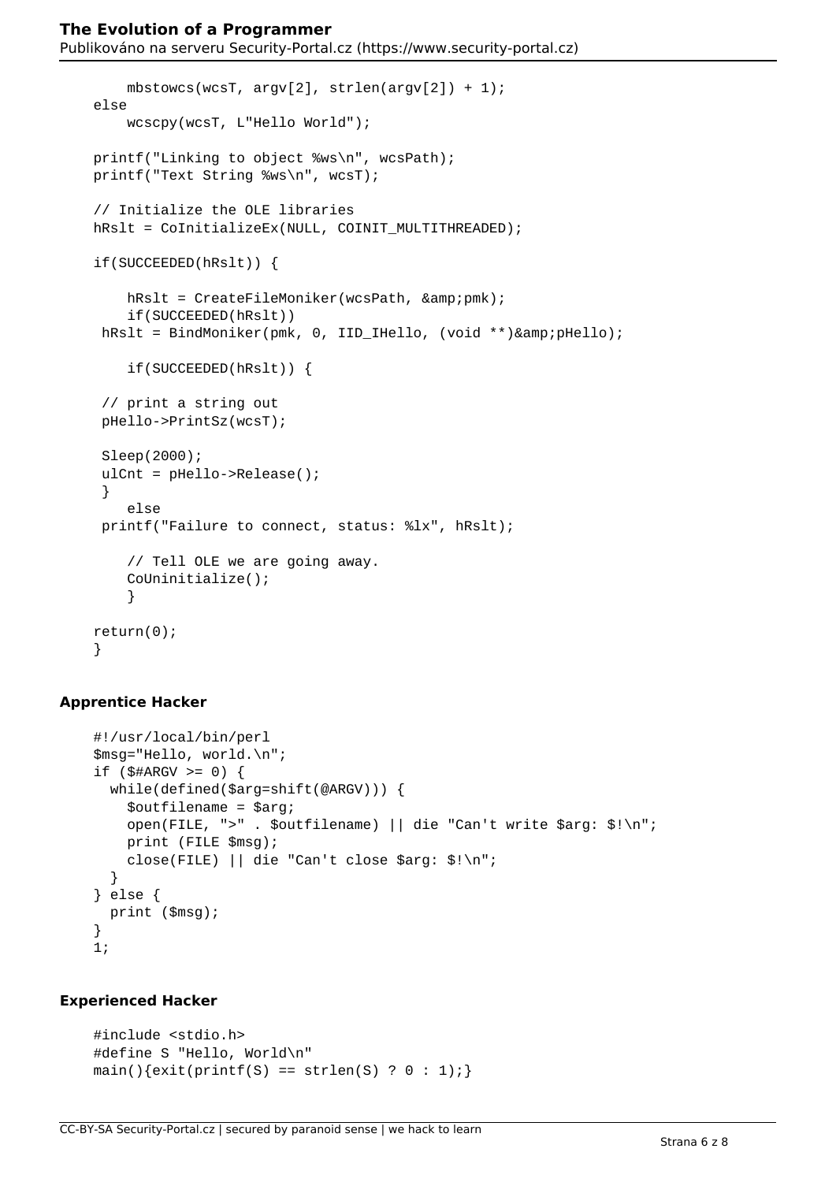```
        mbstowcs(wcsT, argv[2], strlen(argv[2]) + 1);
    else
        wcscpy(wcsT, L"Hello World");

    printf("Linking to object %ws\n", wcsPath);
    printf("Text String %ws\n", wcsT);

    // Initialize the OLE libraries
    hRslt = CoInitializeEx(NULL, COINIT_MULTITHREADED);

    if(SUCCEEDED(hRslt)) {

        hRslt = CreateFileMoniker(wcsPath, &amp;pmk);
        if(SUCCEEDED(hRslt))
     hRslt = BindMoniker(pmk, 0, IID_IHello, (void **)&amp;pHello);

        if(SUCCEEDED(hRslt)) {

     // print a string out
     pHello->PrintSz(wcsT);

     Sleep(2000);
     ulCnt = pHello->Release();
     }
        else
     printf("Failure to connect, status: %lx", hRslt);

        // Tell OLE we are going away.
        CoUninitialize();
        }

    return(0);
    }
```

### Apprentice Hacker

```
#!/usr/local/bin/perl
$msg="Hello, world.\n";
if ($#ARGV >= 0) {
  while(defined($arg=shift(@ARGV))) {
    $outfilename = $arg;
    open(FILE, ">" . $outfilename) || die "Can't write $arg: $!\n";
    print (FILE $msg);
    close(FILE) || die "Can't close $arg: $!\n";
  }
} else {
  print ($msg);
}
1;
```

### Experienced Hacker

```
#include <stdio.h>
#define S "Hello, World\n"
main(){exit(printf(S) == strlen(S) ? 0 : 1);}
```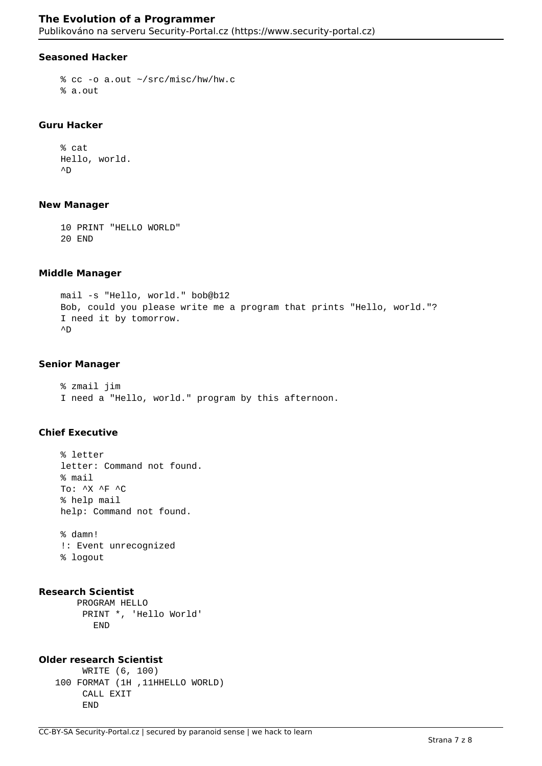#### Seasoned Hacker

```
% cc -o a.out ~/src/misc/hw/hw.c
% a.out
```

#### Guru Hacker

```
% cat
Hello, world.
^D
```

#### New Manager

```
10 PRINT "HELLO WORLD"
20 END
```

#### Middle Manager

```
mail -s "Hello, world." bob@b12
Bob, could you please write me a program that prints "Hello, world."?
I need it by tomorrow.
^D
```

#### Senior Manager

```
% zmail jim
I need a "Hello, world." program by this afternoon.
```

#### Chief Executive

```
% letter
letter: Command not found.
% mail
To: ^X ^F ^C
% help mail
help: Command not found.

% damn!
!: Event unrecognized
% logout
```

#### Research Scientist

```
      PROGRAM HELLO
       PRINT *, 'Hello World'
         END
```

#### Older research Scientist

```
       WRITE (6, 100)
   100 FORMAT (1H ,11HHELLO WORLD)
       CALL EXIT
       END
```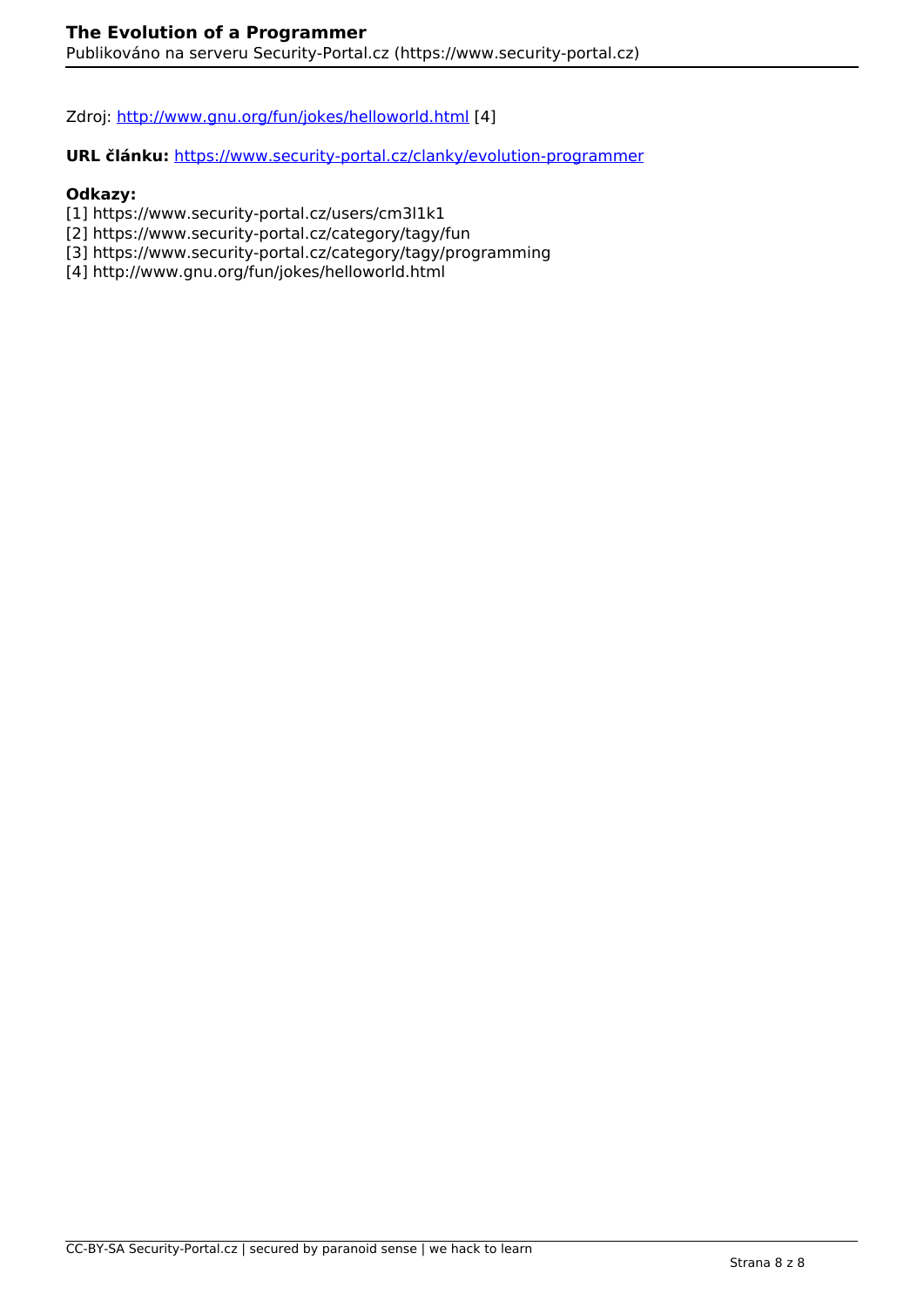Zdroj: [http://www.gnu.org/fun/jokes/helloworld.html](http://www.gnu.org/fun/jokes/helloworld.html) [4]

**URL článku:** [https://www.security-portal.cz/clanky/evolution-programmer](https://www.security-portal.cz/clanky/evolution-programmer)

**Odkazy:**
[1] https://www.security-portal.cz/users/cm3l1k1
[2] https://www.security-portal.cz/category/tagy/fun
[3] https://www.security-portal.cz/category/tagy/programming
[4] http://www.gnu.org/fun/jokes/helloworld.html